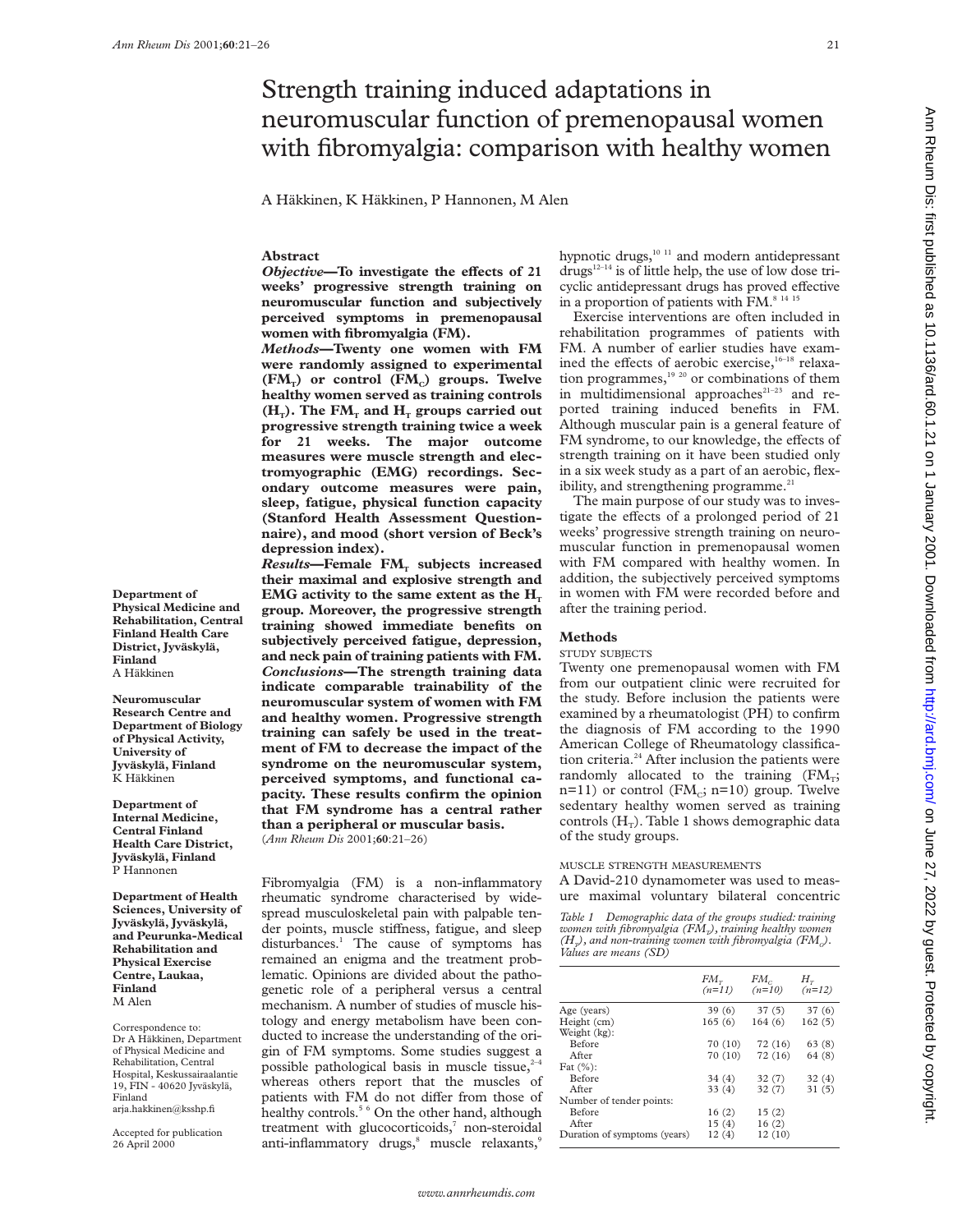# Strength training induced adaptations in neuromuscular function of premenopausal women with fibromyalgia: comparison with healthy women

A Häkkinen, K Häkkinen, P Hannonen, M Alen

## Abstract

***Objective*—To investigate the effects of 21 weeks' progressive strength training on neuromuscular function and subjectively perceived symptoms in premenopausal women with fibromyalgia (FM).**

***Methods*—Twenty one women with FM were randomly assigned to experimental ($FM_T$) or control ($FM_C$) groups. Twelve healthy women served as training controls ($H_T$). The $FM_T$ and $H_T$ groups carried out progressive strength training twice a week for 21 weeks. The major outcome measures were muscle strength and electromyographic (EMG) recordings. Secondary outcome measures were pain, sleep, fatigue, physical function capacity (Stanford Health Assessment Questionnaire), and mood (short version of Beck's depression index).**

***Results*—Female $FM_T$ subjects increased their maximal and explosive strength and EMG activity to the same extent as the $H_T$ group. Moreover, the progressive strength training showed immediate benefits on subjectively perceived fatigue, depression, and neck pain of training patients with FM.**

***Conclusions*—The strength training data indicate comparable trainability of the neuromuscular system of women with FM and healthy women. Progressive strength training can safely be used in the treatment of FM to decrease the impact of the syndrome on the neuromuscular system, perceived symptoms, and functional capacity. These results confirm the opinion that FM syndrome has a central rather than a peripheral or muscular basis.**

(*Ann Rheum Dis* 2001;**60**:21–26)

**Department of Physical Medicine and Rehabilitation, Central Finland Health Care District, Jyväskylä, Finland**
A Häkkinen

**Neuromuscular Research Centre and Department of Biology of Physical Activity, University of Jyväskylä, Finland**
K Häkkinen

**Department of Internal Medicine, Central Finland Health Care District, Jyväskylä, Finland**
P Hannonen

**Department of Health Sciences, University of Jyväskylä, Jyväskylä, and Peurunka-Medical Rehabilitation and Physical Exercise Centre, Laukaa, Finland**
M Alen

Correspondence to: Dr A Häkkinen, Department of Physical Medicine and Rehabilitation, Central Hospital, Keskussairaalantie 19, FIN - 40620 Jyväskylä, Finland
arja.hakkinen@ksshp.fi

Accepted for publication 26 April 2000

Fibromyalgia (FM) is a non-inflammatory rheumatic syndrome characterised by widespread musculoskeletal pain with palpable tender points, muscle stiffness, fatigue, and sleep disturbances.[1] The cause of symptoms has remained an enigma and the treatment problematic. Opinions are divided about the pathogenetic role of a peripheral versus a central mechanism. A number of studies of muscle histology and energy metabolism have been conducted to increase the understanding of the origin of FM symptoms. Some studies suggest a possible pathological basis in muscle tissue,[2–4] whereas others report that the muscles of patients with FM do not differ from those of healthy controls.[5 6] On the other hand, although treatment with glucocorticoids,[7] non-steroidal anti-inflammatory drugs,[8] muscle relaxants,[9] hypnotic drugs,[10 11] and modern antidepressant drugs[12–14] is of little help, the use of low dose tricyclic antidepressant drugs has proved effective in a proportion of patients with FM.[8 14 15]

Exercise interventions are often included in rehabilitation programmes of patients with FM. A number of earlier studies have examined the effects of aerobic exercise,[16–18] relaxation programmes,[19 20] or combinations of them in multidimensional approaches[21–23] and reported training induced benefits in FM. Although muscular pain is a general feature of FM syndrome, to our knowledge, the effects of strength training on it have been studied only in a six week study as a part of an aerobic, flexibility, and strengthening programme.[21]

The main purpose of our study was to investigate the effects of a prolonged period of 21 weeks' progressive strength training on neuromuscular function in premenopausal women with FM compared with healthy women. In addition, the subjectively perceived symptoms in women with FM were recorded before and after the training period.

## Methods

### STUDY SUBJECTS

Twenty one premenopausal women with FM from our outpatient clinic were recruited for the study. Before inclusion the patients were examined by a rheumatologist (PH) to confirm the diagnosis of FM according to the 1990 American College of Rheumatology classification criteria.[24] After inclusion the patients were randomly allocated to the training ($FM_T$; n=11) or control ($FM_C$; n=10) group. Twelve sedentary healthy women served as training controls ($H_T$). Table 1 shows demographic data of the study groups.

### MUSCLE STRENGTH MEASUREMENTS

A David-210 dynamometer was used to measure maximal voluntary bilateral concentric

*Table 1 Demographic data of the groups studied: training women with fibromyalgia ($FM_T$), training healthy women ($H_T$), and non-training women with fibromyalgia ($FM_C$). Values are means (SD)*

| | $FM_T$ (n=11) | $FM_C$ (n=10) | $H_T$ (n=12) |
|---|---|---|---|
| Age (years) | 39 (6) | 37 (5) | 37 (6) |
| Height (cm) | 165 (6) | 164 (6) | 162 (5) |
| Weight (kg): | | | |
| Before | 70 (10) | 72 (16) | 63 (8) |
| After | 70 (10) | 72 (16) | 64 (8) |
| Fat (%): | | | |
| Before | 34 (4) | 32 (7) | 32 (4) |
| After | 33 (4) | 32 (7) | 31 (5) |
| Number of tender points: | | | |
| Before | 16 (2) | 15 (2) | |
| After | 15 (4) | 16 (2) | |
| Duration of symptoms (years) | 12 (4) | 12 (10) | |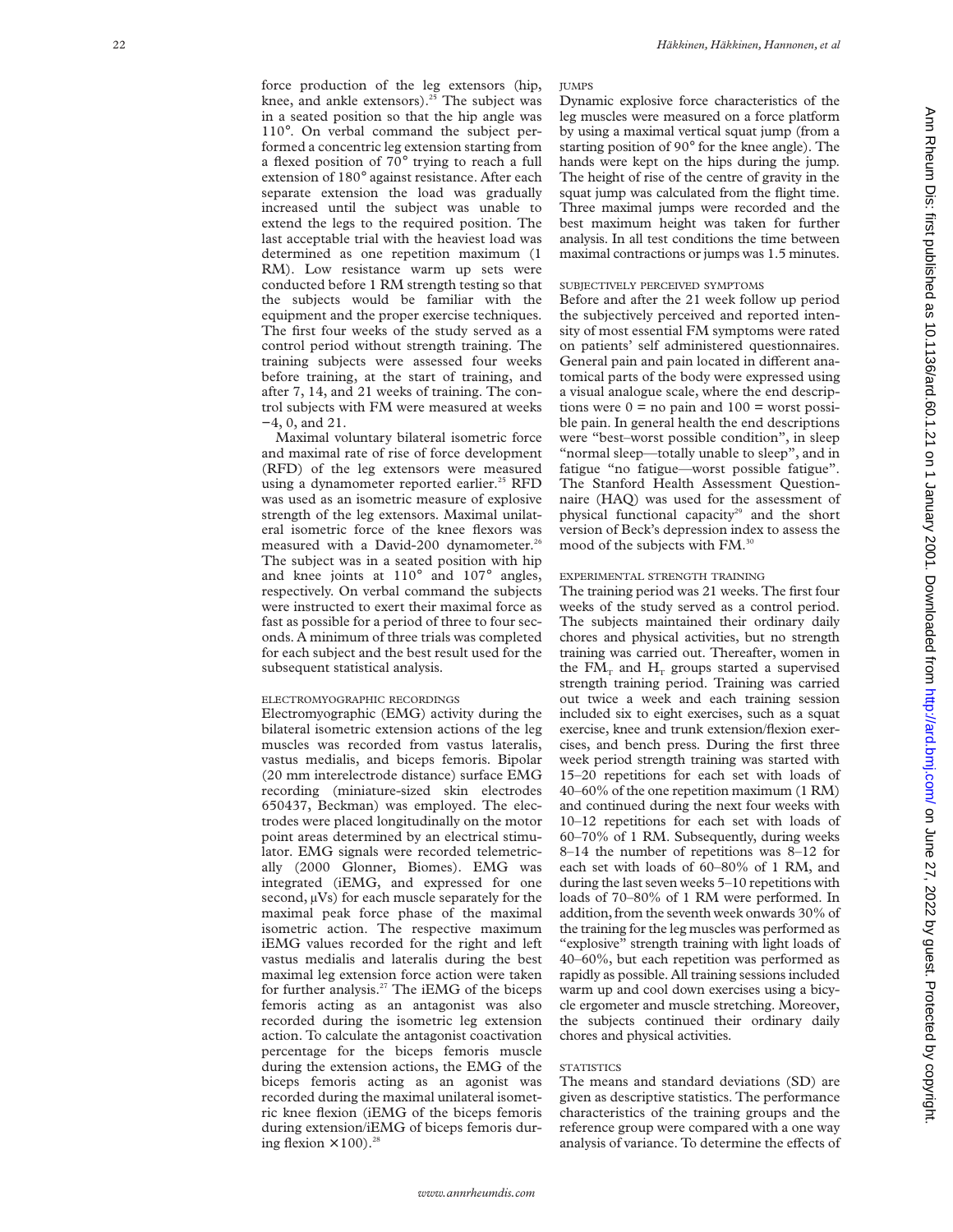force production of the leg extensors (hip, knee, and ankle extensors).[25] The subject was in a seated position so that the hip angle was 110°. On verbal command the subject performed a concentric leg extension starting from a flexed position of 70° trying to reach a full extension of 180° against resistance. After each separate extension the load was gradually increased until the subject was unable to extend the legs to the required position. The last acceptable trial with the heaviest load was determined as one repetition maximum (1 RM). Low resistance warm up sets were conducted before 1 RM strength testing so that the subjects would be familiar with the equipment and the proper exercise techniques. The first four weeks of the study served as a control period without strength training. The training subjects were assessed four weeks before training, at the start of training, and after 7, 14, and 21 weeks of training. The control subjects with FM were measured at weeks −4, 0, and 21.

Maximal voluntary bilateral isometric force and maximal rate of rise of force development (RFD) of the leg extensors were measured using a dynamometer reported earlier.[25] RFD was used as an isometric measure of explosive strength of the leg extensors. Maximal unilateral isometric force of the knee flexors was measured with a David-200 dynamometer.[26] The subject was in a seated position with hip and knee joints at 110° and 107° angles, respectively. On verbal command the subjects were instructed to exert their maximal force as fast as possible for a period of three to four seconds. A minimum of three trials was completed for each subject and the best result used for the subsequent statistical analysis.

### ELECTROMYOGRAPHIC RECORDINGS

Electromyographic (EMG) activity during the bilateral isometric extension actions of the leg muscles was recorded from vastus lateralis, vastus medialis, and biceps femoris. Bipolar (20 mm interelectrode distance) surface EMG recording (miniature-sized skin electrodes 650437, Beckman) was employed. The electrodes were placed longitudinally on the motor point areas determined by an electrical stimulator. EMG signals were recorded telemetrically (2000 Glonner, Biomes). EMG was integrated (iEMG, and expressed for one second, µVs) for each muscle separately for the maximal peak force phase of the maximal isometric action. The respective maximum iEMG values recorded for the right and left vastus medialis and lateralis during the best maximal leg extension force action were taken for further analysis.[27] The iEMG of the biceps femoris acting as an antagonist was also recorded during the isometric leg extension action. To calculate the antagonist coactivation percentage for the biceps femoris muscle during the extension actions, the EMG of the biceps femoris acting as an agonist was recorded during the maximal unilateral isometric knee flexion (iEMG of the biceps femoris during extension/iEMG of biceps femoris during flexion $\times 100$).[28]

### JUMPS

Dynamic explosive force characteristics of the leg muscles were measured on a force platform by using a maximal vertical squat jump (from a starting position of 90° for the knee angle). The hands were kept on the hips during the jump. The height of rise of the centre of gravity in the squat jump was calculated from the flight time. Three maximal jumps were recorded and the best maximum height was taken for further analysis. In all test conditions the time between maximal contractions or jumps was 1.5 minutes.

### SUBJECTIVELY PERCEIVED SYMPTOMS

Before and after the 21 week follow up period the subjectively perceived and reported intensity of most essential FM symptoms were rated on patients' self administered questionnaires. General pain and pain located in different anatomical parts of the body were expressed using a visual analogue scale, where the end descriptions were 0 = no pain and 100 = worst possible pain. In general health the end descriptions were "best–worst possible condition", in sleep "normal sleep—totally unable to sleep", and in fatigue "no fatigue—worst possible fatigue". The Stanford Health Assessment Questionnaire (HAQ) was used for the assessment of physical functional capacity[29] and the short version of Beck's depression index to assess the mood of the subjects with FM.[30]

### EXPERIMENTAL STRENGTH TRAINING

The training period was 21 weeks. The first four weeks of the study served as a control period. The subjects maintained their ordinary daily chores and physical activities, but no strength training was carried out. Thereafter, women in the $FM_T$ and $H_T$ groups started a supervised strength training period. Training was carried out twice a week and each training session included six to eight exercises, such as a squat exercise, knee and trunk extension/flexion exercises, and bench press. During the first three week period strength training was started with 15–20 repetitions for each set with loads of 40–60% of the one repetition maximum (1 RM) and continued during the next four weeks with 10–12 repetitions for each set with loads of 60–70% of 1 RM. Subsequently, during weeks 8–14 the number of repetitions was 8–12 for each set with loads of 60–80% of 1 RM, and during the last seven weeks 5–10 repetitions with loads of 70–80% of 1 RM were performed. In addition, from the seventh week onwards 30% of the training for the leg muscles was performed as "explosive" strength training with light loads of 40–60%, but each repetition was performed as rapidly as possible. All training sessions included warm up and cool down exercises using a bicycle ergometer and muscle stretching. Moreover, the subjects continued their ordinary daily chores and physical activities.

### STATISTICS

The means and standard deviations (SD) are given as descriptive statistics. The performance characteristics of the training groups and the reference group were compared with a one way analysis of variance. To determine the effects of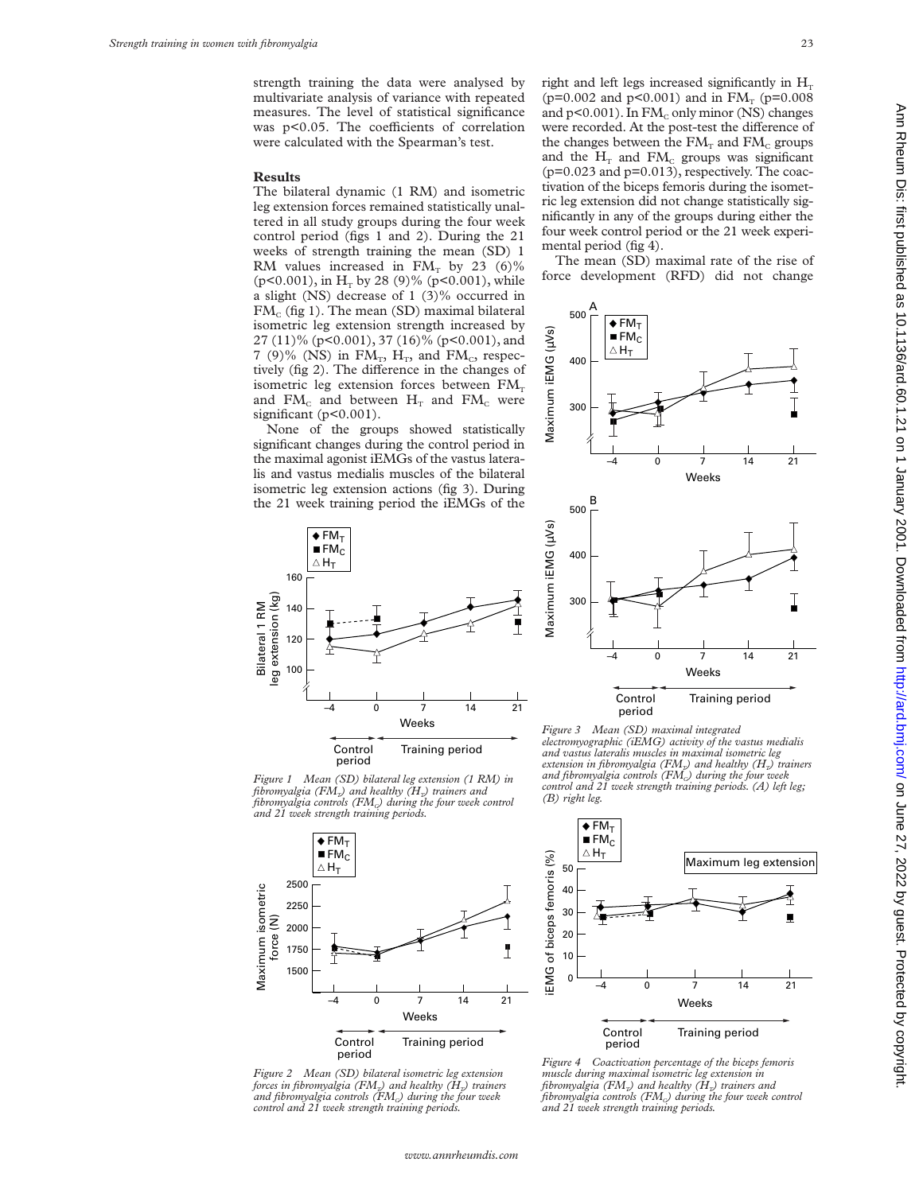strength training the data were analysed by multivariate analysis of variance with repeated measures. The level of statistical significance was $p<0.05$. The coefficients of correlation were calculated with the Spearman's test.

## Results

The bilateral dynamic (1 RM) and isometric leg extension forces remained statistically unaltered in all study groups during the four week control period (figs 1 and 2). During the 21 weeks of strength training the mean (SD) 1 RM values increased in $FM_T$ by 23 (6)% ($p<0.001$), in $H_T$ by 28 (9)% ($p<0.001$), while a slight (NS) decrease of 1 (3)% occurred in $FM_C$ (fig 1). The mean (SD) maximal bilateral isometric leg extension strength increased by 27 (11)% ($p<0.001$), 37 (16)% ($p<0.001$), and 7 (9)% (NS) in $FM_T$, $H_T$, and $FM_C$, respectively (fig 2). The difference in the changes of isometric leg extension forces between $FM_T$ and $FM_C$ and between $H_T$ and $FM_C$ were significant ($p<0.001$).

None of the groups showed statistically significant changes during the control period in the maximal agonist iEMGs of the vastus lateralis and vastus medialis muscles of the bilateral isometric leg extension actions (fig 3). During the 21 week training period the iEMGs of the right and left legs increased significantly in $H_T$ ($p=0.002$ and $p<0.001$) and in $FM_T$ ($p=0.008$ and $p<0.001$). In $FM_C$ only minor (NS) changes were recorded. At the post-test the difference of the changes between the $FM_T$ and $FM_C$ groups and the $H_T$ and $FM_C$ groups was significant ($p=0.023$ and $p=0.013$), respectively. The coactivation of the biceps femoris during the isometric leg extension did not change statistically significantly in any of the groups during either the four week control period or the 21 week experimental period (fig 4).

The mean (SD) maximal rate of the rise of force development (RFD) did not change

*Figure 1 Mean (SD) bilateral leg extension (1 RM) in fibromyalgia ($FM_T$) and healthy ($H_T$) trainers and fibromyalgia controls ($FM_C$) during the four week control and 21 week strength training periods.*

*Figure 2 Mean (SD) bilateral isometric leg extension forces in fibromyalgia ($FM_T$) and healthy ($H_T$) trainers and fibromyalgia controls ($FM_C$) during the four week control and 21 week strength training periods.*

*Figure 3 Mean (SD) maximal integrated electromyographic (iEMG) activity of the vastus medialis and vastus lateralis muscles in maximal isometric leg extension in fibromyalgia ($FM_T$) and healthy ($H_T$) trainers and fibromyalgia controls ($FM_C$) during the four week control and 21 week strength training periods. (A) left leg; (B) right leg.*

*Figure 4 Coactivation percentage of the biceps femoris muscle during maximal isometric leg extension in fibromyalgia ($FM_T$) and healthy ($H_T$) trainers and fibromyalgia controls ($FM_C$) during the four week control and 21 week strength training periods.*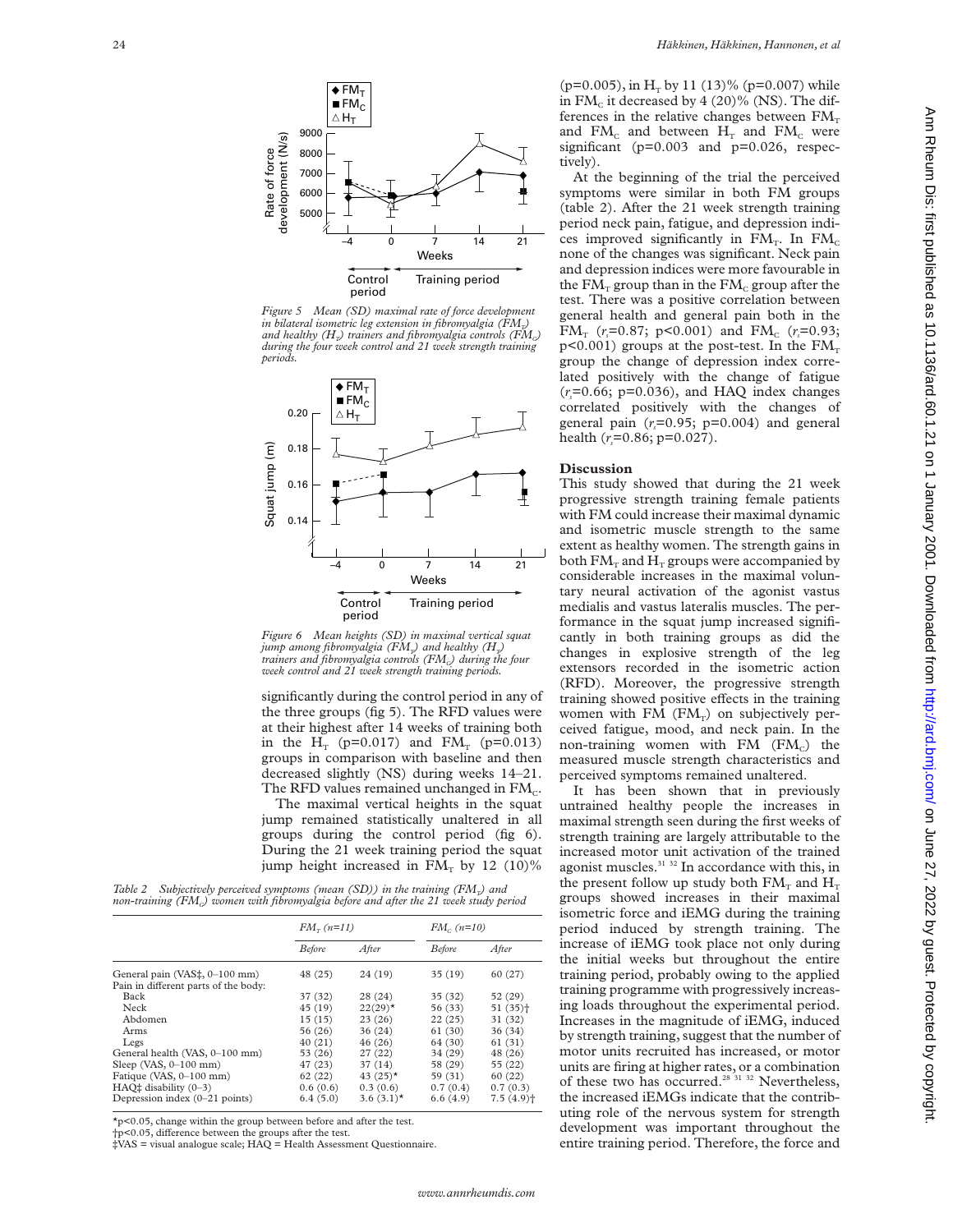Figure 5 Mean (SD) maximal rate of force development in bilateral isometric leg extension in fibromyalgia ($FM_T$) and healthy ($H_T$) trainers and fibromyalgia controls ($FM_C$) during the four week control and 21 week strength training periods.

Figure 6 Mean heights (SD) in maximal vertical squat jump among fibromyalgia ($FM_T$) and healthy ($H_T$) trainers and fibromyalgia controls ($FM_C$) during the four week control and 21 week strength training periods.

significantly during the control period in any of the three groups (fig 5). The RFD values were at their highest after 14 weeks of training both in the $H_T$ (p=0.017) and $FM_T$ (p=0.013) groups in comparison with baseline and then decreased slightly (NS) during weeks 14–21. The RFD values remained unchanged in $FM_C$.

The maximal vertical heights in the squat jump remained statistically unaltered in all groups during the control period (fig 6). During the 21 week training period the squat jump height increased in $FM_T$ by 12 (10)% (p=0.005), in $H_T$ by 11 (13)% (p=0.007) while in $FM_C$ it decreased by 4 (20)% (NS). The differences in the relative changes between $FM_T$ and $FM_C$ and between $H_T$ and $FM_C$ were significant (p=0.003 and p=0.026, respectively).

At the beginning of the trial the perceived symptoms were similar in both FM groups (table 2). After the 21 week strength training period neck pain, fatigue, and depression indices improved significantly in $FM_T$. In $FM_C$ none of the changes was significant. Neck pain and depression indices were more favourable in the $FM_T$ group than in the $FM_C$ group after the test. There was a positive correlation between general health and general pain both in the $FM_T$ ($r_s$=0.87; p<0.001) and $FM_C$ ($r_s$=0.93; p<0.001) groups at the post-test. In the $FM_T$ group the change of depression index correlated positively with the change of fatigue ($r_s$=0.66; p=0.036), and HAQ index changes correlated positively with the changes of general pain ($r_s$=0.95; p=0.004) and general health ($r_s$=0.86; p=0.027).

*Table 2 Subjectively perceived symptoms (mean (SD)) in the training ($FM_T$) and non-training ($FM_C$) women with fibromyalgia before and after the 21 week study period*

| | $FM_T$ (n=11) | | $FM_C$ (n=10) | |
|---|---|---|---|---|
| | *Before* | *After* | *Before* | *After* |
| General pain (VAS‡, 0–100 mm) | 48 (25) | 24 (19) | 35 (19) | 60 (27) |
| Pain in different parts of the body: | | | | |
| Back | 37 (32) | 28 (24) | 35 (32) | 52 (29) |
| Neck | 45 (19) | 22(29)* | 56 (33) | 51 (35)† |
| Abdomen | 15 (15) | 23 (26) | 22 (25) | 31 (32) |
| Arms | 56 (26) | 36 (24) | 61 (30) | 36 (34) |
| Legs | 40 (21) | 46 (26) | 64 (30) | 61 (31) |
| General health (VAS, 0–100 mm) | 53 (26) | 27 (22) | 34 (29) | 48 (26) |
| Sleep (VAS, 0–100 mm) | 47 (23) | 37 (14) | 58 (29) | 55 (22) |
| Fatigue (VAS, 0–100 mm) | 62 (22) | 43 (25)* | 59 (31) | 60 (22) |
| HAQ‡ disability (0–3) | 0.6 (0.6) | 0.3 (0.6) | 0.7 (0.4) | 0.7 (0.3) |
| Depression index (0–21 points) | 6.4 (5.0) | 3.6 (3.1)* | 6.6 (4.9) | 7.5 (4.9)† |

*p<0.05, change within the group between before and after the test.
†p<0.05, difference between the groups after the test.
‡VAS = visual analogue scale; HAQ = Health Assessment Questionnaire.

## Discussion

This study showed that during the 21 week progressive strength training female patients with FM could increase their maximal dynamic and isometric muscle strength to the same extent as healthy women. The strength gains in both $FM_T$ and $H_T$ groups were accompanied by considerable increases in the maximal voluntary neural activation of the agonist vastus medialis and vastus lateralis muscles. The performance in the squat jump increased significantly in both training groups as did the changes in explosive strength of the leg extensors recorded in the isometric action (RFD). Moreover, the progressive strength training showed positive effects in the training women with FM ($FM_T$) on subjectively perceived fatigue, mood, and neck pain. In the non-training women with FM ($FM_C$) the measured muscle strength characteristics and perceived symptoms remained unaltered.

It has been shown that in previously untrained healthy people the increases in maximal strength seen during the first weeks of strength training are largely attributable to the increased motor unit activation of the trained agonist muscles.[31 32] In accordance with this, in the present follow up study both $FM_T$ and $H_T$ groups showed increases in their maximal isometric force and iEMG during the training period induced by strength training. The increase of iEMG took place not only during the initial weeks but throughout the entire training period, probably owing to the applied training programme with progressively increasing loads throughout the experimental period. Increases in the magnitude of iEMG, induced by strength training, suggest that the number of motor units recruited has increased, or motor units are firing at higher rates, or a combination of these two has occurred.[28 31 32] Nevertheless, the increased iEMGs indicate that the contributing role of the nervous system for strength development was important throughout the entire training period. Therefore, the force and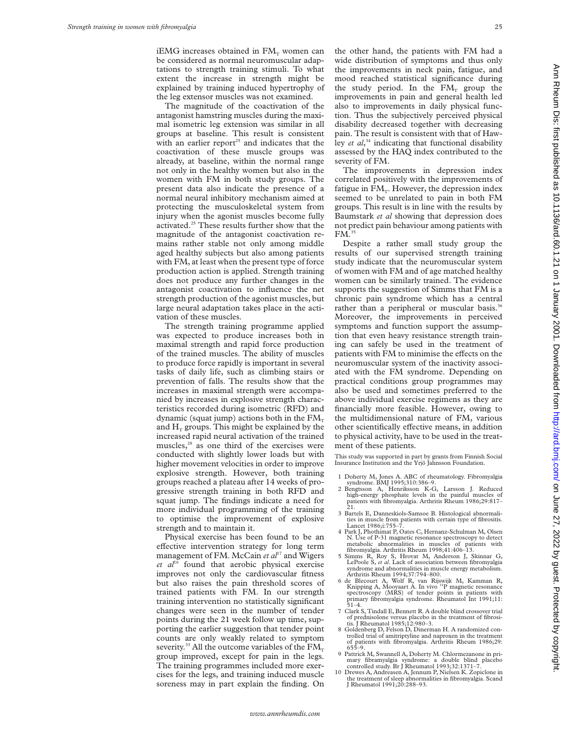iEMG increases obtained in $FM_T$ women can be considered as normal neuromuscular adaptations to strength training stimuli. To what extent the increase in strength might be explained by training induced hypertrophy of the leg extensor muscles was not examined.

The magnitude of the coactivation of the antagonist hamstring muscles during the maximal isometric leg extension was similar in all groups at baseline. This result is consistent with an earlier report[25] and indicates that the coactivation of these muscle groups was already, at baseline, within the normal range not only in the healthy women but also in the women with FM in both study groups. The present data also indicate the presence of a normal neural inhibitory mechanism aimed at protecting the musculoskeletal system from injury when the agonist muscles become fully activated.[25] These results further show that the magnitude of the antagonist coactivation remains rather stable not only among middle aged healthy subjects but also among patients with FM, at least when the present type of force production action is applied. Strength training does not produce any further changes in the antagonist coactivation to influence the net strength production of the agonist muscles, but large neural adaptation takes place in the activation of these muscles.

The strength training programme applied was expected to produce increases both in maximal strength and rapid force production of the trained muscles. The ability of muscles to produce force rapidly is important in several tasks of daily life, such as climbing stairs or prevention of falls. The results show that the increases in maximal strength were accompanied by increases in explosive strength characteristics recorded during isometric (RFD) and dynamic (squat jump) actions both in the $FM_T$ and $H_T$ groups. This might be explained by the increased rapid neural activation of the trained muscles,[28] as one third of the exercises were conducted with slightly lower loads but with higher movement velocities in order to improve explosive strength. However, both training groups reached a plateau after 14 weeks of progressive strength training in both RFD and squat jump. The findings indicate a need for more individual programming of the training to optimise the improvement of explosive strength and to maintain it.

Physical exercise has been found to be an effective intervention strategy for long term management of FM. McCain *et al*[17] and Wigers *et al*[16] found that aerobic physical exercise improves not only the cardiovascular fitness but also raises the pain threshold scores of trained patients with FM. In our strength training intervention no statistically significant changes were seen in the number of tender points during the 21 week follow up time, supporting the earlier suggestion that tender point counts are only weakly related to symptom severity.[33] All the outcome variables of the $FM_T$ group improved, except for pain in the legs. The training programmes included more exercises for the legs, and training induced muscle soreness may in part explain the finding. On the other hand, the patients with FM had a wide distribution of symptoms and thus only the improvements in neck pain, fatigue, and mood reached statistical significance during the study period. In the $FM_T$ group the improvements in pain and general health led also to improvements in daily physical function. Thus the subjectively perceived physical disability decreased together with decreasing pain. The result is consistent with that of Hawley *et al*,[34] indicating that functional disability assessed by the HAQ index contributed to the severity of FM.

The improvements in depression index correlated positively with the improvements of fatigue in $FM_T$. However, the depression index seemed to be unrelated to pain in both FM groups. This result is in line with the results by Baumstark *et al* showing that depression does not predict pain behaviour among patients with FM.[35]

Despite a rather small study group the results of our supervised strength training study indicate that the neuromuscular system of women with FM and of age matched healthy women can be similarly trained. The evidence supports the suggestion of Simms that FM is a chronic pain syndrome which has a central rather than a peripheral or muscular basis.[36] Moreover, the improvements in perceived symptoms and function support the assumption that even heavy resistance strength training can safely be used in the treatment of patients with FM to minimise the effects on the neuromuscular system of the inactivity associated with the FM syndrome. Depending on practical conditions group programmes may also be used and sometimes preferred to the above individual exercise regimens as they are financially more feasible. However, owing to the multidimensional nature of FM, various other scientifically effective means, in addition to physical activity, have to be used in the treatment of these patients.

This study was supported in part by grants from Finnish Social Insurance Institution and the Yrjö Jahnsson Foundation.

1 Doherty M, Jones A. ABC of rheumatology. Fibromyalgia syndrome. BMJ 1995;310:386–9.
2 Bengtsson A, Henriksson K-G, Larsson J. Reduced high-energy phosphate levels in the painful muscles of patients with fibromyalgia. Arthritis Rheum 1986;29:817–21.
3 Bartels E, Danneskiols-Samsoe B. Histological abnormalities in muscle from patients with certain type of fibrositis. Lancet 1986;i:755–7.
4 Park J, Phothimat P, Oates C, Hernanz-Schulman M, Olsen N. Use of P-31 magnetic resonance spectroscopy to detect metabolic abnormalities in muscles of patients with fibromyalgia. Arthritis Rheum 1998;41:406–13.
5 Simms R, Roy S, Hrovat M, Anderson J, Skinnar G, LePoole S, *et al*. Lack of association between fibromyalgia syndrome and abnormalities in muscle energy metabolism. Arthritis Rheum 1994;37:794–800.
6 de Blecourt A, Wolf R, van Rijswijk M, Kamman R, Knipping A, Mooyaart A. In vivo $^{31}$P magnetic resonance spectroscopy (MRS) of tender points in patients with primary fibromyalgia syndrome. Rheumatol Int 1991;11:51–4.
7 Clark S, Tindall E, Bennett R. A double blind crossover trial of prednisolone versus placebo in the treatment of fibrositis. J Rheumatol 1985;12:980–3.
8 Goldenberg D, Felson D, Dinerman H. A randomized controlled trial of amitriptyline and naproxen in the treatment of patients with fibromyalgia. Arthritis Rheum 1986;29:655–9.
9 Pattrick M, Swannell A, Doherty M. Chlormezanone in primary fibramyalgia syndrome: a double blind placebo controlled study. Br J Rheumatol 1993;32:1371–7.
10 Drewes A, Andreasen A, Jennum P, Nielsen K. Zopiclone in the treatment of sleep abnormalities in fibromyalgia. Scand J Rheumatol 1991;20:288–93.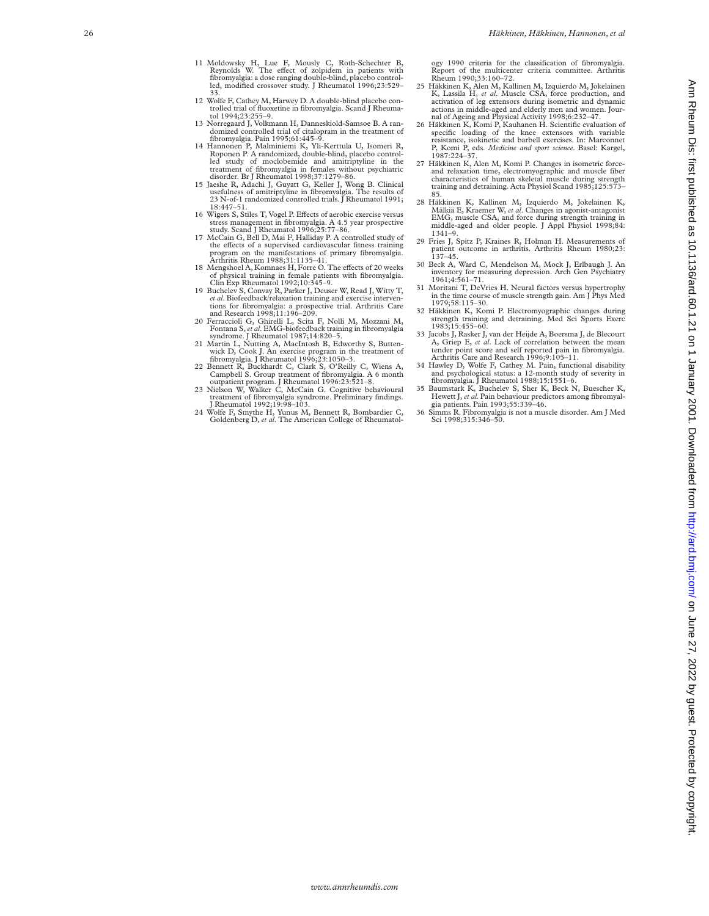11 Moldowsky H, Lue F, Mously C, Roth-Schechter B, Reynolds W. The effect of zolpidem in patients with fibromyalgia: a dose ranging double-blind, placebo controlled, modified crossover study. J Rheumatol 1996;23:529–33.

12 Wolfe F, Cathey M, Harwey D. A double-blind placebo controlled trial of fluoxetine in fibromyalgia. Scand J Rheumatol 1994;23:255–9.

13 Norregaard J, Volkmann H, Danneskiold-Samsoe B. A randomized controlled trial of citalopram in the treatment of fibromyalgia. Pain 1995;61:445–9.

14 Hannonen P, Malminiemi K, Yli-Kerttula U, Isomeri R, Roponen P. A randomized, double-blind, placebo controlled study of moclobemide and amitriptyline in the treatment of fibromyalgia in females without psychiatric disorder. Br J Rheumatol 1998;37:1279–86.

15 Jaeshe R, Adachi J, Guyatt G, Keller J, Wong B. Clinical usefulness of amitriptyline in fibromyalgia. The results of 23 N-of-1 randomized controlled trials. J Rheumatol 1991;18:447–51.

16 Wigers S, Stiles T, Vogel P. Effects of aerobic exercise versus stress management in fibromyalgia. A 4.5 year prospective study. Scand J Rheumatol 1996;25:77–86.

17 McCain G, Bell D, Mai F, Halliday P. A controlled study of the effects of a supervised cardiovascular fitness training program on the manifestations of primary fibromyalgia. Arthritis Rheum 1988;31:1135–41.

18 Mengshoel A, Komnaes H, Forre O. The effects of 20 weeks of physical training in female patients with fibromyalgia. Clin Exp Rheumatol 1992;10:345–9.

19 Buchelev S, Convay R, Parker J, Deuser W, Read J, Witty T, *et al*. Biofeedback/relaxation training and exercise interventions for fibromyalgia: a prospective trial. Arthritis Care and Research 1998;11:196–209.

20 Ferraccioli G, Ghirelli L, Scita F, Nolli M, Mozzani M, Fontana S, *et al*. EMG-biofeedback training in fibromyalgia syndrome. J Rheumatol 1987;14:820–5.

21 Martin L, Nutting A, MacIntosh B, Edworthy S, Butterwick D, Cook J. An exercise program in the treatment of fibromyalgia. J Rheumatol 1996;23:1050–3.

22 Bennett R, Buckhardt C, Clark S, O'Reilly C, Wiens A, Campbell S. Group treatment of fibromyalgia. A 6 month outpatient program. J Rheumatol 1996:23:521–8.

23 Nielson W, Walker C, McCain G. Cognitive behavioural treatment of fibromyalgia syndrome. Preliminary findings. J Rheumatol 1992;19:98–103.

24 Wolfe F, Smythe H, Yunus M, Bennett R, Bombardier C, Goldenberg D, *et al*. The American College of Rheumatology 1990 criteria for the classification of fibromyalgia. Report of the multicenter criteria committee. Arthritis Rheum 1990;33:160–72.

25 Häkkinen K, Alen M, Kallinen M, Izquierdo M, Jokelainen K, Lassila H, *et al*. Muscle CSA, force production, and activation of leg extensors during isometric and dynamic actions in middle-aged and elderly men and women. Journal of Ageing and Physical Activity 1998;6:232–47.

26 Häkkinen K, Komi P, Kauhanen H. Scientific evaluation of specific loading of the knee extensors with variable resistance, isokinetic and barbell exercises. In: Marconnet P, Komi P, eds. *Medicine and sport science*. Basel: Kargel, 1987:224–37.

27 Häkkinen K, Alen M, Komi P. Changes in isometric force- and relaxation time, electromyographic and muscle fiber characteristics of human skeletal muscle during strength training and detraining. Acta Physiol Scand 1985;125:573–85.

28 Häkkinen K, Kallinen M, Izquierdo M, Jokelainen K, Mälkiä E, Kraemer W, *et al*. Changes in agonist-antagonist EMG, muscle CSA, and force during strength training in middle-aged and older people. J Appl Physiol 1998;84:1341–9.

29 Fries J, Spitz P, Kraines R, Holman H. Measurements of patient outcome in arthritis. Arthritis Rheum 1980;23:137–45.

30 Beck A, Ward C, Mendelson M, Mock J, Erlbaugh J. An inventory for measuring depression. Arch Gen Psychiatry 1961;4:561–71.

31 Moritani T, DeVries H. Neural factors versus hypertrophy in the time course of muscle strength gain. Am J Phys Med 1979;58:115–30.

32 Häkkinen K, Komi P. Electromyographic changes during strength training and detraining. Med Sci Sports Exerc 1983;15:455–60.

33 Jacobs J, Rasker J, van der Heijde A, Boersma J, de Blecourt A, Griep E, *et al*. Lack of correlation between the mean tender point score and self reported pain in fibromyalgia. Arthritis Care and Research 1996;9:105–11.

34 Hawley D, Wolfe F, Cathey M. Pain, functional disability and psychological status: a 12-month study of severity in fibromyalgia. J Rheumatol 1988;15:1551–6.

35 Baumstark K, Buchelev S, Sher K, Beck N, Buescher K, Hewett J, *et al*. Pain behaviour predictors among fibromyalgia patients. Pain 1993;55:339–46.

36 Simms R. Fibromyalgia is not a muscle disorder. Am J Med Sci 1998;315:346–50.